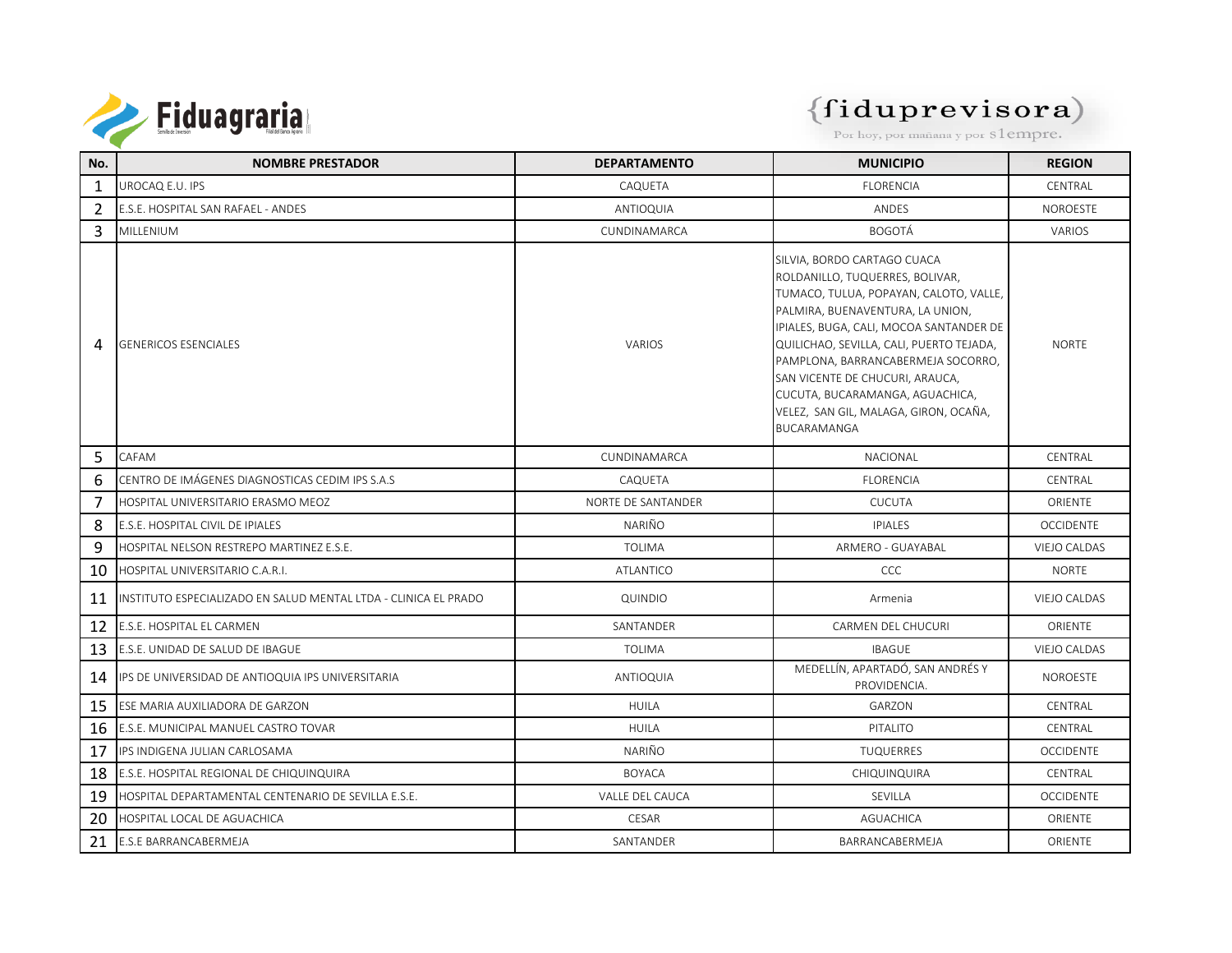| No. | NOMBRE PRESTADOR | DEPARTAMENTO | MUNICIPIO | REGION |
| --- | --- | --- | --- | --- |
| 1 | UROCAQ E.U. IPS | CAQUETA | FLORENCIA | CENTRAL |
| 2 | E.S.E. HOSPITAL SAN RAFAEL - ANDES | ANTIOQUIA | ANDES | NOROESTE |
| 3 | MILLENIUM | CUNDINAMARCA | BOGOTÁ | VARIOS |
| 4 | GENERICOS ESENCIALES | VARIOS | SILVIA, BORDO CARTAGO CUACA ROLDANILLO, TUQUERRES, BOLIVAR, TUMACO, TULUA, POPAYAN, CALOTO, VALLE, PALMIRA, BUENAVENTURA, LA UNION, IPIALES, BUGA, CALI, MOCOA SANTANDER DE QUILICHAO, SEVILLA, CALI, PUERTO TEJADA, PAMPLONA, BARRANCABERMEJA SOCORRO, SAN VICENTE DE CHUCURI, ARAUCA, CUCUTA, BUCARAMANGA, AGUACHICA, VELEZ, SAN GIL, MALAGA, GIRON, OCAÑA, BUCARAMANGA | NORTE |
| 5 | CAFAM | CUNDINAMARCA | NACIONAL | CENTRAL |
| 6 | CENTRO DE IMÁGENES DIAGNOSTICAS CEDIM IPS S.A.S | CAQUETA | FLORENCIA | CENTRAL |
| 7 | HOSPITAL UNIVERSITARIO ERASMO MEOZ | NORTE DE SANTANDER | CUCUTA | ORIENTE |
| 8 | E.S.E. HOSPITAL CIVIL DE IPIALES | NARIÑO | IPIALES | OCCIDENTE |
| 9 | HOSPITAL NELSON RESTREPO MARTINEZ E.S.E. | TOLIMA | ARMERO - GUAYABAL | VIEJO CALDAS |
| 10 | HOSPITAL UNIVERSITARIO C.A.R.I. | ATLANTICO | CCC | NORTE |
| 11 | INSTITUTO ESPECIALIZADO EN SALUD MENTAL LTDA - CLINICA EL PRADO | QUINDIO | Armenia | VIEJO CALDAS |
| 12 | E.S.E. HOSPITAL EL CARMEN | SANTANDER | CARMEN DEL CHUCURI | ORIENTE |
| 13 | E.S.E. UNIDAD DE SALUD DE IBAGUE | TOLIMA | IBAGUE | VIEJO CALDAS |
| 14 | IPS DE UNIVERSIDAD DE ANTIOQUIA IPS UNIVERSITARIA | ANTIOQUIA | MEDELLÍN, APARTADÓ, SAN ANDRÉS Y PROVIDENCIA. | NOROESTE |
| 15 | ESE MARIA AUXILIADORA DE GARZON | HUILA | GARZON | CENTRAL |
| 16 | E.S.E. MUNICIPAL MANUEL CASTRO TOVAR | HUILA | PITALITO | CENTRAL |
| 17 | IPS INDIGENA JULIAN CARLOSAMA | NARIÑO | TUQUERRES | OCCIDENTE |
| 18 | E.S.E. HOSPITAL REGIONAL DE CHIQUINQUIRA | BOYACA | CHIQUINQUIRA | CENTRAL |
| 19 | HOSPITAL DEPARTAMENTAL CENTENARIO DE SEVILLA E.S.E. | VALLE DEL CAUCA | SEVILLA | OCCIDENTE |
| 20 | HOSPITAL LOCAL DE AGUACHICA | CESAR | AGUACHICA | ORIENTE |
| 21 | E.S.E BARRANCABERMEJA | SANTANDER | BARRANCABERMEJA | ORIENTE |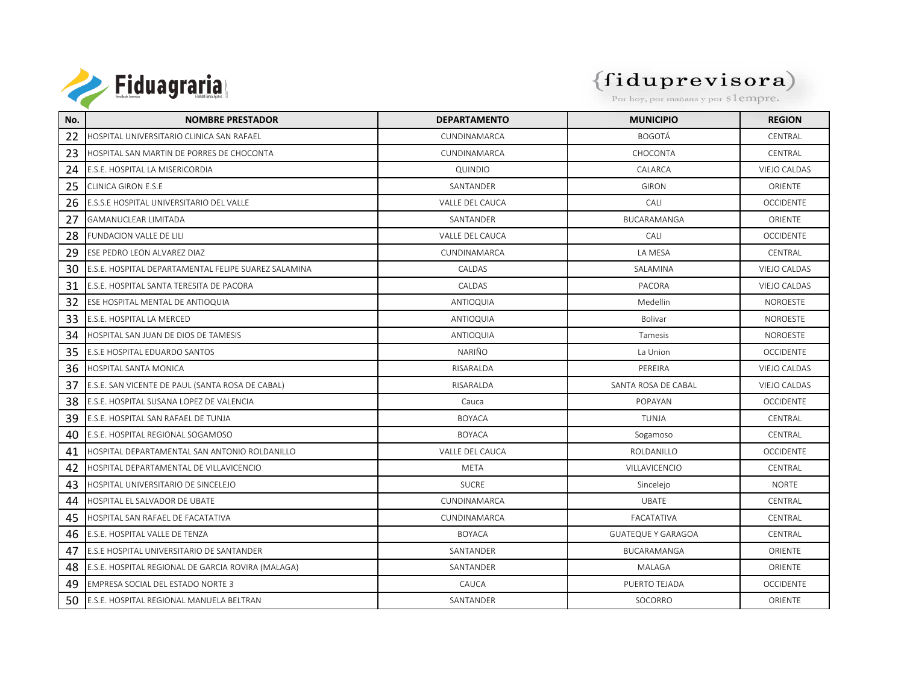| No. | NOMBRE PRESTADOR | DEPARTAMENTO | MUNICIPIO | REGION |
|---|---|---|---|---|
| 22 | HOSPITAL UNIVERSITARIO CLINICA SAN RAFAEL | CUNDINAMARCA | BOGOTÁ | CENTRAL |
| 23 | HOSPITAL SAN MARTIN DE PORRES DE CHOCONTA | CUNDINAMARCA | CHOCONTA | CENTRAL |
| 24 | E.S.E. HOSPITAL LA MISERICORDIA | QUINDIO | CALARCA | VIEJO CALDAS |
| 25 | CLINICA GIRON E.S.E | SANTANDER | GIRON | ORIENTE |
| 26 | E.S.S.E HOSPITAL UNIVERSITARIO DEL VALLE | VALLE DEL CAUCA | CALI | OCCIDENTE |
| 27 | GAMANUCLEAR LIMITADA | SANTANDER | BUCARAMANGA | ORIENTE |
| 28 | FUNDACION VALLE DE LILI | VALLE DEL CAUCA | CALI | OCCIDENTE |
| 29 | ESE PEDRO LEON ALVAREZ DIAZ | CUNDINAMARCA | LA MESA | CENTRAL |
| 30 | E.S.E. HOSPITAL DEPARTAMENTAL FELIPE SUAREZ SALAMINA | CALDAS | SALAMINA | VIEJO CALDAS |
| 31 | E.S.E. HOSPITAL SANTA TERESITA DE PACORA | CALDAS | PACORA | VIEJO CALDAS |
| 32 | ESE HOSPITAL MENTAL DE ANTIOQUIA | ANTIOQUIA | Medellin | NOROESTE |
| 33 | E.S.E. HOSPITAL LA MERCED | ANTIOQUIA | Bolivar | NOROESTE |
| 34 | HOSPITAL SAN JUAN DE DIOS DE TAMESIS | ANTIOQUIA | Tamesis | NOROESTE |
| 35 | E.S.E HOSPITAL EDUARDO SANTOS | NARIÑO | La Union | OCCIDENTE |
| 36 | HOSPITAL SANTA MONICA | RISARALDA | PEREIRA | VIEJO CALDAS |
| 37 | E.S.E. SAN VICENTE DE PAUL (SANTA ROSA DE CABAL) | RISARALDA | SANTA ROSA DE CABAL | VIEJO CALDAS |
| 38 | E.S.E. HOSPITAL SUSANA LOPEZ DE VALENCIA | Cauca | POPAYAN | OCCIDENTE |
| 39 | E.S.E. HOSPITAL SAN RAFAEL DE TUNJA | BOYACA | TUNJA | CENTRAL |
| 40 | E.S.E. HOSPITAL REGIONAL SOGAMOSO | BOYACA | Sogamoso | CENTRAL |
| 41 | HOSPITAL DEPARTAMENTAL SAN ANTONIO ROLDANILLO | VALLE DEL CAUCA | ROLDANILLO | OCCIDENTE |
| 42 | HOSPITAL DEPARTAMENTAL DE VILLAVICENCIO | META | VILLAVICENCIO | CENTRAL |
| 43 | HOSPITAL UNIVERSITARIO DE SINCELEJO | SUCRE | Sincelejo | NORTE |
| 44 | HOSPITAL EL SALVADOR DE UBATE | CUNDINAMARCA | UBATE | CENTRAL |
| 45 | HOSPITAL SAN RAFAEL DE FACATATIVA | CUNDINAMARCA | FACATATIVA | CENTRAL |
| 46 | E.S.E. HOSPITAL VALLE DE TENZA | BOYACA | GUATEQUE Y GARAGOA | CENTRAL |
| 47 | E.S.E HOSPITAL UNIVERSITARIO DE SANTANDER | SANTANDER | BUCARAMANGA | ORIENTE |
| 48 | E.S.E. HOSPITAL REGIONAL DE GARCIA ROVIRA (MALAGA) | SANTANDER | MALAGA | ORIENTE |
| 49 | EMPRESA SOCIAL DEL ESTADO NORTE 3 | CAUCA | PUERTO TEJADA | OCCIDENTE |
| 50 | E.S.E. HOSPITAL REGIONAL MANUELA BELTRAN | SANTANDER | SOCORRO | ORIENTE |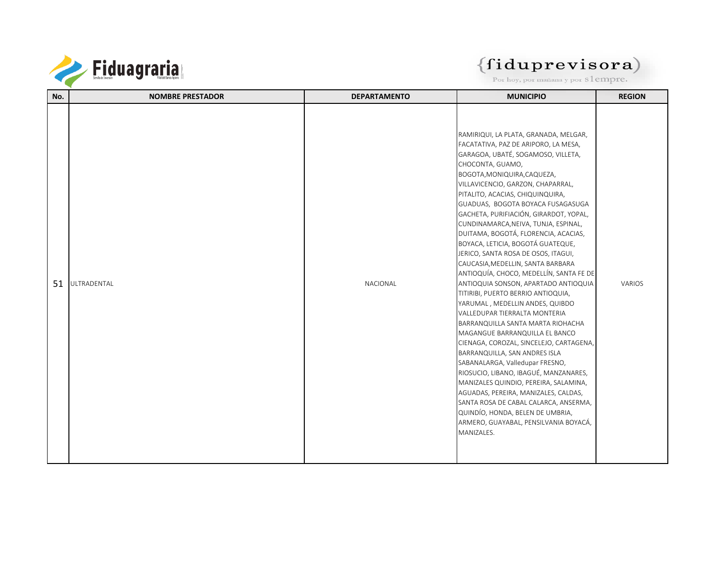| No. | NOMBRE PRESTADOR | DEPARTAMENTO | MUNICIPIO | REGION |
|---|---|---|---|---|
| 51 | ULTRADENTAL | NACIONAL | RAMIRIQUI, LA PLATA, GRANADA, MELGAR, FACATATIVA, PAZ DE ARIPORO, LA MESA, GARAGOA, UBATÉ, SOGAMOSO, VILLETA, CHOCONTA, GUAMO, BOGOTA,MONIQUIRA,CAQUEZA, VILLAVICENCIO, GARZON, CHAPARRAL, PITALITO, ACACIAS, CHIQUINQUIRA, GUADUAS, BOGOTA BOYACA FUSAGASUGA GACHETA, PURIFIACIÓN, GIRARDOT, YOPAL, CUNDINAMARCA,NEIVA, TUNJA, ESPINAL, DUITAMA, BOGOTÁ, FLORENCIA, ACACIAS, BOYACA, LETICIA, BOGOTÁ GUATEQUE, JERICO, SANTA ROSA DE OSOS, ITAGUI, CAUCASIA,MEDELLIN, SANTA BARBARA ANTIOQUÍA, CHOCO, MEDELLÍN, SANTA FE DE ANTIOQUIA SONSON, APARTADO ANTIOQUIA TITIRIBI, PUERTO BERRIO ANTIOQUIA, YARUMAL , MEDELLIN ANDES, QUIBDO VALLEDUPAR TIERRALTA MONTERIA BARRANQUILLA SANTA MARTA RIOHACHA MAGANGUE BARRANQUILLA EL BANCO CIENAGA, COROZAL, SINCELEJO, CARTAGENA, BARRANQUILLA, SAN ANDRES ISLA SABANALARGA, Valledupar FRESNO, RIOSUCIO, LIBANO, IBAGUÉ, MANZANARES, MANIZALES QUINDIO, PEREIRA, SALAMINA, AGUADAS, PEREIRA, MANIZALES, CALDAS, SANTA ROSA DE CABAL CALARCA, ANSERMA, QUINDÍO, HONDA, BELEN DE UMBRIA, ARMERO, GUAYABAL, PENSILVANIA BOYACÁ, MANIZALES. | VARIOS |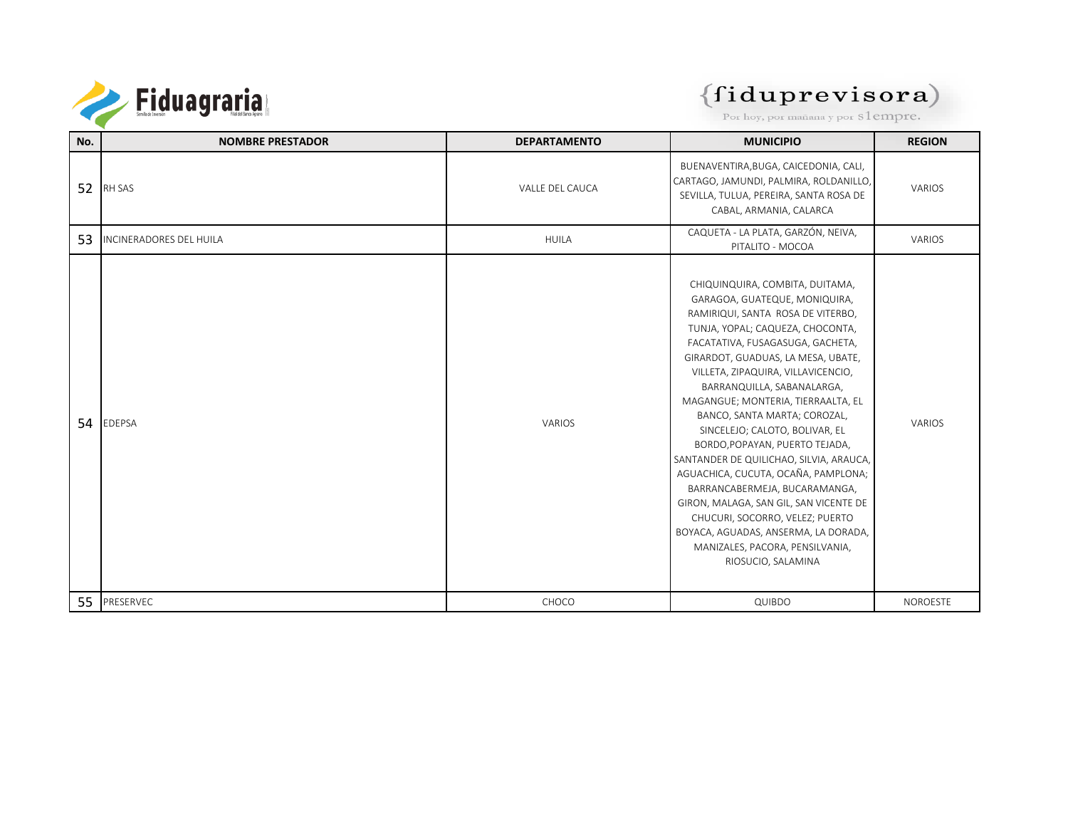| No. | NOMBRE PRESTADOR | DEPARTAMENTO | MUNICIPIO | REGION |
|---|---|---|---|---|
| 52 | RH SAS | VALLE DEL CAUCA | BUENAVENTIRA,BUGA, CAICEDONIA, CALI, CARTAGO, JAMUNDI, PALMIRA, ROLDANILLO, SEVILLA, TULUA, PEREIRA, SANTA ROSA DE CABAL, ARMANIA, CALARCA | VARIOS |
| 53 | INCINERADORES DEL HUILA | HUILA | CAQUETA - LA PLATA, GARZÓN, NEIVA, PITALITO - MOCOA | VARIOS |
| 54 | EDEPSA | VARIOS | CHIQUINQUIRA, COMBITA, DUITAMA, GARAGOA, GUATEQUE, MONIQUIRA, RAMIRIQUI, SANTA ROSA DE VITERBO, TUNJA, YOPAL; CAQUEZA, CHOCONTA, FACATATIVA, FUSAGASUGA, GACHETA, GIRARDOT, GUADUAS, LA MESA, UBATE, VILLETA, ZIPAQUIRA, VILLAVICENCIO, BARRANQUILLA, SABANALARGA, MAGANGUE; MONTERIA, TIERRAALTA, EL BANCO, SANTA MARTA; COROZAL, SINCELEJO; CALOTO, BOLIVAR, EL BORDO,POPAYAN, PUERTO TEJADA, SANTANDER DE QUILICHAO, SILVIA, ARAUCA, AGUACHICA, CUCUTA, OCAÑA, PAMPLONA; BARRANCABERMEJA, BUCARAMANGA, GIRON, MALAGA, SAN GIL, SAN VICENTE DE CHUCURI, SOCORRO, VELEZ; PUERTO BOYACA, AGUADAS, ANSERMA, LA DORADA, MANIZALES, PACORA, PENSILVANIA, RIOSUCIO, SALAMINA | VARIOS |
| 55 | PRESERVEC | CHOCO | QUIBDO | NOROESTE |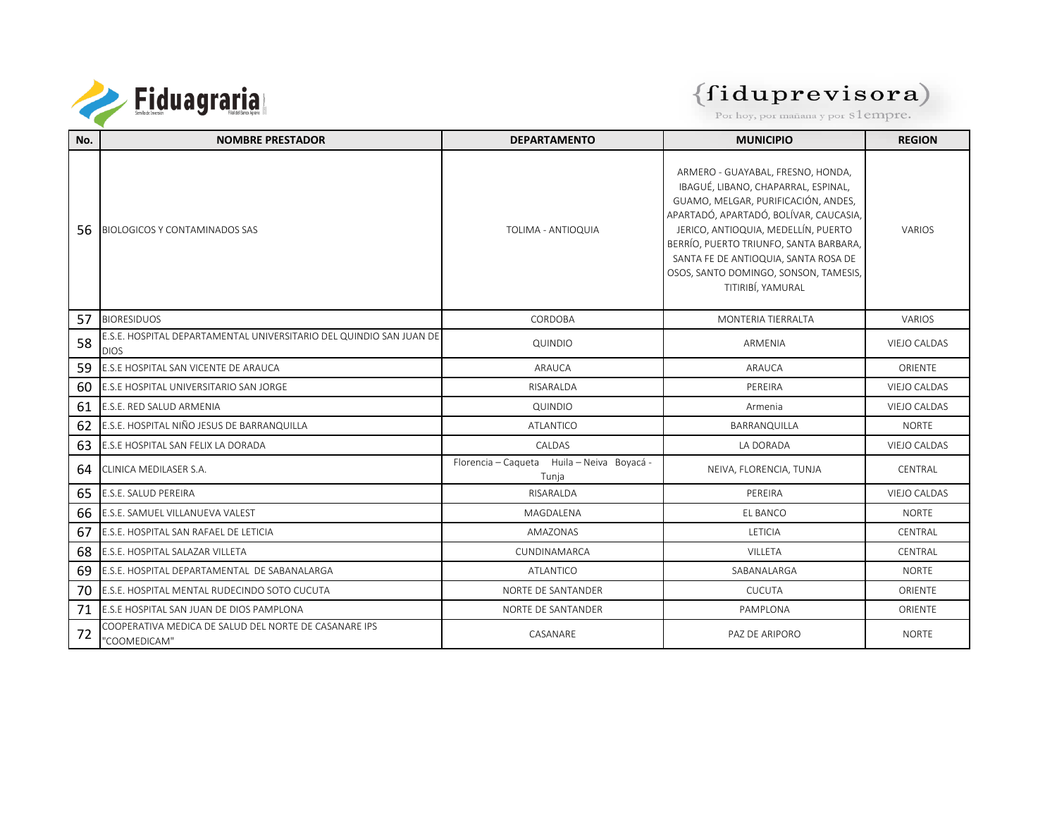| No. | NOMBRE PRESTADOR | DEPARTAMENTO | MUNICIPIO | REGION |
|---|---|---|---|---|
| 56 | BIOLOGICOS Y CONTAMINADOS SAS | TOLIMA - ANTIOQUIA | ARMERO - GUAYABAL, FRESNO, HONDA, IBAGUÉ, LIBANO, CHAPARRAL, ESPINAL, GUAMO, MELGAR, PURIFICACIÓN, ANDES, APARTADÓ, APARTADÓ, BOLÍVAR, CAUCASIA, JERICO, ANTIOQUIA, MEDELLÍN, PUERTO BERRÍO, PUERTO TRIUNFO, SANTA BARBARA, SANTA FE DE ANTIOQUIA, SANTA ROSA DE OSOS, SANTO DOMINGO, SONSON, TAMESIS, TITIRIBÍ, YAMURAL | VARIOS |
| 57 | BIORESIDUOS | CORDOBA | MONTERIA TIERRALTA | VARIOS |
| 58 | E.S.E. HOSPITAL DEPARTAMENTAL UNIVERSITARIO DEL QUINDIO SAN JUAN DE DIOS | QUINDIO | ARMENIA | VIEJO CALDAS |
| 59 | E.S.E HOSPITAL SAN VICENTE DE ARAUCA | ARAUCA | ARAUCA | ORIENTE |
| 60 | E.S.E HOSPITAL UNIVERSITARIO SAN JORGE | RISARALDA | PEREIRA | VIEJO CALDAS |
| 61 | E.S.E. RED SALUD ARMENIA | QUINDIO | Armenia | VIEJO CALDAS |
| 62 | E.S.E. HOSPITAL NIÑO JESUS DE BARRANQUILLA | ATLANTICO | BARRANQUILLA | NORTE |
| 63 | E.S.E HOSPITAL SAN FELIX LA DORADA | CALDAS | LA DORADA | VIEJO CALDAS |
| 64 | CLINICA MEDILASER S.A. | Florencia – Caqueta Huila – Neiva Boyacá - Tunja | NEIVA, FLORENCIA, TUNJA | CENTRAL |
| 65 | E.S.E. SALUD PEREIRA | RISARALDA | PEREIRA | VIEJO CALDAS |
| 66 | E.S.E. SAMUEL VILLANUEVA VALEST | MAGDALENA | EL BANCO | NORTE |
| 67 | E.S.E. HOSPITAL SAN RAFAEL DE LETICIA | AMAZONAS | LETICIA | CENTRAL |
| 68 | E.S.E. HOSPITAL SALAZAR VILLETA | CUNDINAMARCA | VILLETA | CENTRAL |
| 69 | E.S.E. HOSPITAL DEPARTAMENTAL DE SABANALARGA | ATLANTICO | SABANALARGA | NORTE |
| 70 | E.S.E. HOSPITAL MENTAL RUDECINDO SOTO CUCUTA | NORTE DE SANTANDER | CUCUTA | ORIENTE |
| 71 | E.S.E HOSPITAL SAN JUAN DE DIOS PAMPLONA | NORTE DE SANTANDER | PAMPLONA | ORIENTE |
| 72 | COOPERATIVA MEDICA DE SALUD DEL NORTE DE CASANARE IPS "COOMEDICAM" | CASANARE | PAZ DE ARIPORO | NORTE |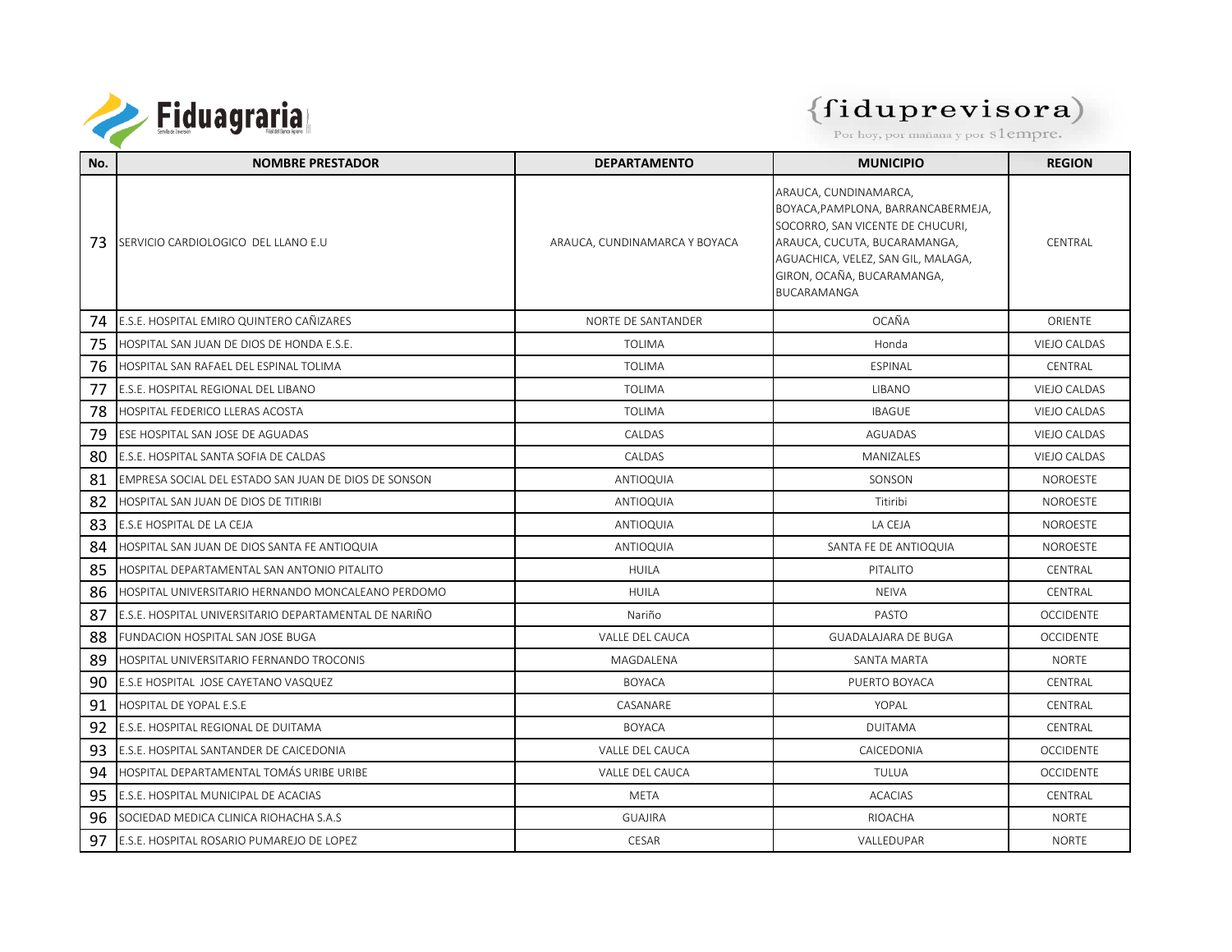| No. | NOMBRE PRESTADOR | DEPARTAMENTO | MUNICIPIO | REGION |
|---|---|---|---|---|
| 73 | SERVICIO CARDIOLOGICO DEL LLANO E.U | ARAUCA, CUNDINAMARCA Y BOYACA | ARAUCA, CUNDINAMARCA, BOYACA,PAMPLONA, BARRANCABERMEJA, SOCORRO, SAN VICENTE DE CHUCURI, ARAUCA, CUCUTA, BUCARAMANGA, AGUACHICA, VELEZ, SAN GIL, MALAGA, GIRON, OCAÑA, BUCARAMANGA, BUCARAMANGA | CENTRAL |
| 74 | E.S.E. HOSPITAL EMIRO QUINTERO CAÑIZARES | NORTE DE SANTANDER | OCAÑA | ORIENTE |
| 75 | HOSPITAL SAN JUAN DE DIOS DE HONDA E.S.E. | TOLIMA | Honda | VIEJO CALDAS |
| 76 | HOSPITAL SAN RAFAEL DEL ESPINAL TOLIMA | TOLIMA | ESPINAL | CENTRAL |
| 77 | E.S.E. HOSPITAL REGIONAL DEL LIBANO | TOLIMA | LIBANO | VIEJO CALDAS |
| 78 | HOSPITAL FEDERICO LLERAS ACOSTA | TOLIMA | IBAGUE | VIEJO CALDAS |
| 79 | ESE HOSPITAL SAN JOSE DE AGUADAS | CALDAS | AGUADAS | VIEJO CALDAS |
| 80 | E.S.E. HOSPITAL SANTA SOFIA DE CALDAS | CALDAS | MANIZALES | VIEJO CALDAS |
| 81 | EMPRESA SOCIAL DEL ESTADO SAN JUAN DE DIOS DE SONSON | ANTIOQUIA | SONSON | NOROESTE |
| 82 | HOSPITAL SAN JUAN DE DIOS DE TITIRIBI | ANTIOQUIA | Titiribi | NOROESTE |
| 83 | E.S.E HOSPITAL DE LA CEJA | ANTIOQUIA | LA CEJA | NOROESTE |
| 84 | HOSPITAL SAN JUAN DE DIOS SANTA FE ANTIOQUIA | ANTIOQUIA | SANTA FE DE ANTIOQUIA | NOROESTE |
| 85 | HOSPITAL DEPARTAMENTAL SAN ANTONIO PITALITO | HUILA | PITALITO | CENTRAL |
| 86 | HOSPITAL UNIVERSITARIO HERNANDO MONCALEANO PERDOMO | HUILA | NEIVA | CENTRAL |
| 87 | E.S.E. HOSPITAL UNIVERSITARIO DEPARTAMENTAL DE NARIÑO | Nariño | PASTO | OCCIDENTE |
| 88 | FUNDACION HOSPITAL SAN JOSE BUGA | VALLE DEL CAUCA | GUADALAJARA DE BUGA | OCCIDENTE |
| 89 | HOSPITAL UNIVERSITARIO FERNANDO TROCONIS | MAGDALENA | SANTA MARTA | NORTE |
| 90 | E.S.E HOSPITAL JOSE CAYETANO VASQUEZ | BOYACA | PUERTO BOYACA | CENTRAL |
| 91 | HOSPITAL DE YOPAL E.S.E | CASANARE | YOPAL | CENTRAL |
| 92 | E.S.E. HOSPITAL REGIONAL DE DUITAMA | BOYACA | DUITAMA | CENTRAL |
| 93 | E.S.E. HOSPITAL SANTANDER DE CAICEDONIA | VALLE DEL CAUCA | CAICEDONIA | OCCIDENTE |
| 94 | HOSPITAL DEPARTAMENTAL TOMÁS URIBE URIBE | VALLE DEL CAUCA | TULUA | OCCIDENTE |
| 95 | E.S.E. HOSPITAL MUNICIPAL DE ACACIAS | META | ACACIAS | CENTRAL |
| 96 | SOCIEDAD MEDICA CLINICA RIOHACHA S.A.S | GUAJIRA | RIOACHA | NORTE |
| 97 | E.S.E. HOSPITAL ROSARIO PUMAREJO DE LOPEZ | CESAR | VALLEDUPAR | NORTE |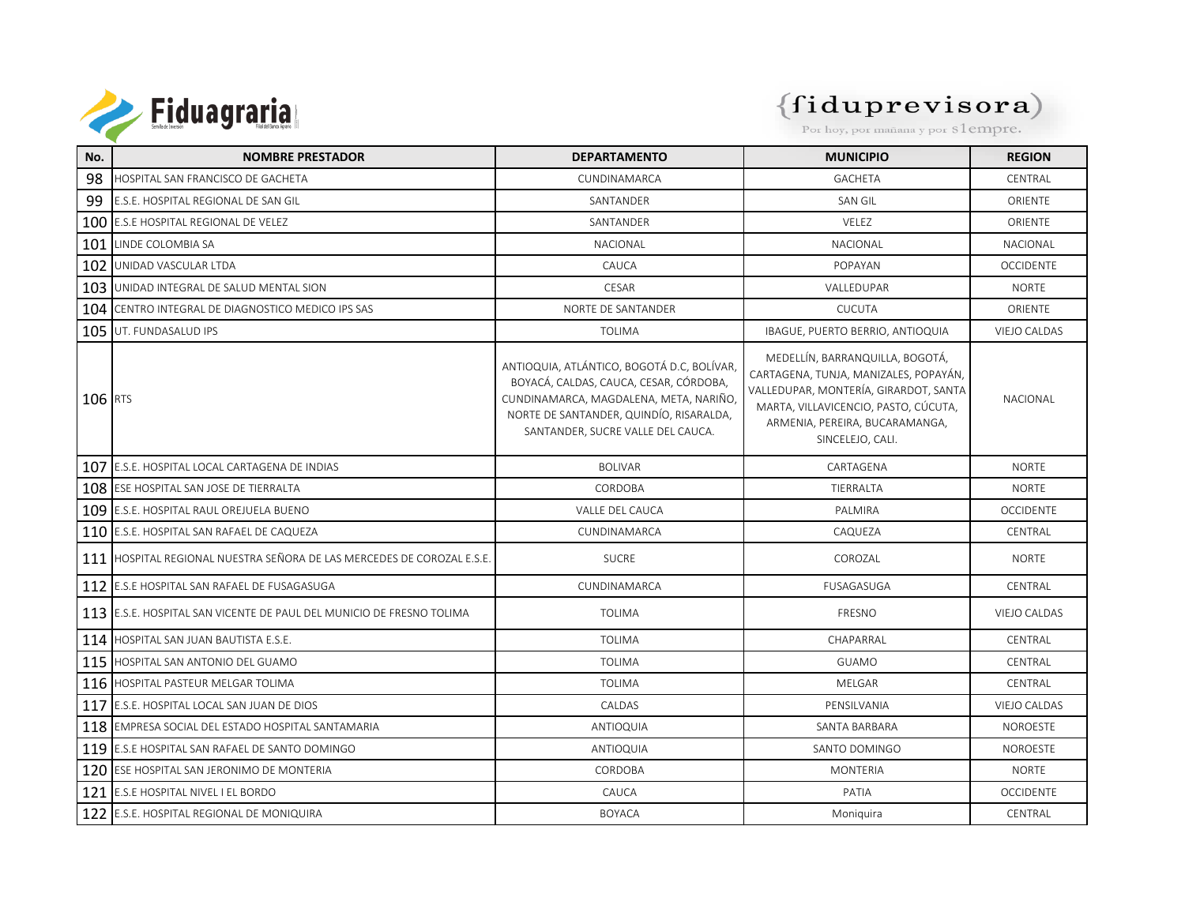| No. | NOMBRE PRESTADOR | DEPARTAMENTO | MUNICIPIO | REGION |
|---|---|---|---|---|
| 98 | HOSPITAL SAN FRANCISCO DE GACHETA | CUNDINAMARCA | GACHETA | CENTRAL |
| 99 | E.S.E. HOSPITAL REGIONAL DE SAN GIL | SANTANDER | SAN GIL | ORIENTE |
| 100 | E.S.E HOSPITAL REGIONAL DE VELEZ | SANTANDER | VELEZ | ORIENTE |
| 101 | LINDE COLOMBIA SA | NACIONAL | NACIONAL | NACIONAL |
| 102 | UNIDAD VASCULAR LTDA | CAUCA | POPAYAN | OCCIDENTE |
| 103 | UNIDAD INTEGRAL DE SALUD MENTAL SION | CESAR | VALLEDUPAR | NORTE |
| 104 | CENTRO INTEGRAL DE DIAGNOSTICO MEDICO IPS SAS | NORTE DE SANTANDER | CUCUTA | ORIENTE |
| 105 | UT. FUNDASALUD IPS | TOLIMA | IBAGUE, PUERTO BERRIO, ANTIOQUIA | VIEJO CALDAS |
| 106 | RTS | ANTIOQUIA, ATLÁNTICO, BOGOTÁ D.C, BOLÍVAR, BOYACÁ, CALDAS, CAUCA, CESAR, CÓRDOBA, CUNDINAMARCA, MAGDALENA, META, NARIÑO, NORTE DE SANTANDER, QUINDÍO, RISARALDA, SANTANDER, SUCRE VALLE DEL CAUCA. | MEDELLÍN, BARRANQUILLA, BOGOTÁ, CARTAGENA, TUNJA, MANIZALES, POPAYÁN, VALLEDUPAR, MONTERÍA, GIRARDOT, SANTA MARTA, VILLAVICENCIO, PASTO, CÚCUTA, ARMENIA, PEREIRA, BUCARAMANGA, SINCELEJO, CALI. | NACIONAL |
| 107 | E.S.E. HOSPITAL LOCAL CARTAGENA DE INDIAS | BOLIVAR | CARTAGENA | NORTE |
| 108 | ESE HOSPITAL SAN JOSE DE TIERRALTA | CORDOBA | TIERRALTA | NORTE |
| 109 | E.S.E. HOSPITAL RAUL OREJUELA BUENO | VALLE DEL CAUCA | PALMIRA | OCCIDENTE |
| 110 | E.S.E. HOSPITAL SAN RAFAEL DE CAQUEZA | CUNDINAMARCA | CAQUEZA | CENTRAL |
| 111 | HOSPITAL REGIONAL NUESTRA SEÑORA DE LAS MERCEDES DE COROZAL E.S.E. | SUCRE | COROZAL | NORTE |
| 112 | E.S.E HOSPITAL SAN RAFAEL DE FUSAGASUGA | CUNDINAMARCA | FUSAGASUGA | CENTRAL |
| 113 | E.S.E. HOSPITAL SAN VICENTE DE PAUL DEL MUNICIO DE FRESNO TOLIMA | TOLIMA | FRESNO | VIEJO CALDAS |
| 114 | HOSPITAL SAN JUAN BAUTISTA E.S.E. | TOLIMA | CHAPARRAL | CENTRAL |
| 115 | HOSPITAL SAN ANTONIO DEL GUAMO | TOLIMA | GUAMO | CENTRAL |
| 116 | HOSPITAL PASTEUR MELGAR TOLIMA | TOLIMA | MELGAR | CENTRAL |
| 117 | E.S.E. HOSPITAL LOCAL SAN JUAN DE DIOS | CALDAS | PENSILVANIA | VIEJO CALDAS |
| 118 | EMPRESA SOCIAL DEL ESTADO HOSPITAL SANTAMARIA | ANTIOQUIA | SANTA BARBARA | NOROESTE |
| 119 | E.S.E HOSPITAL SAN RAFAEL DE SANTO DOMINGO | ANTIOQUIA | SANTO DOMINGO | NOROESTE |
| 120 | ESE HOSPITAL SAN JERONIMO DE MONTERIA | CORDOBA | MONTERIA | NORTE |
| 121 | E.S.E HOSPITAL NIVEL I EL BORDO | CAUCA | PATIA | OCCIDENTE |
| 122 | E.S.E. HOSPITAL REGIONAL DE MONIQUIRA | BOYACA | Moniquira | CENTRAL |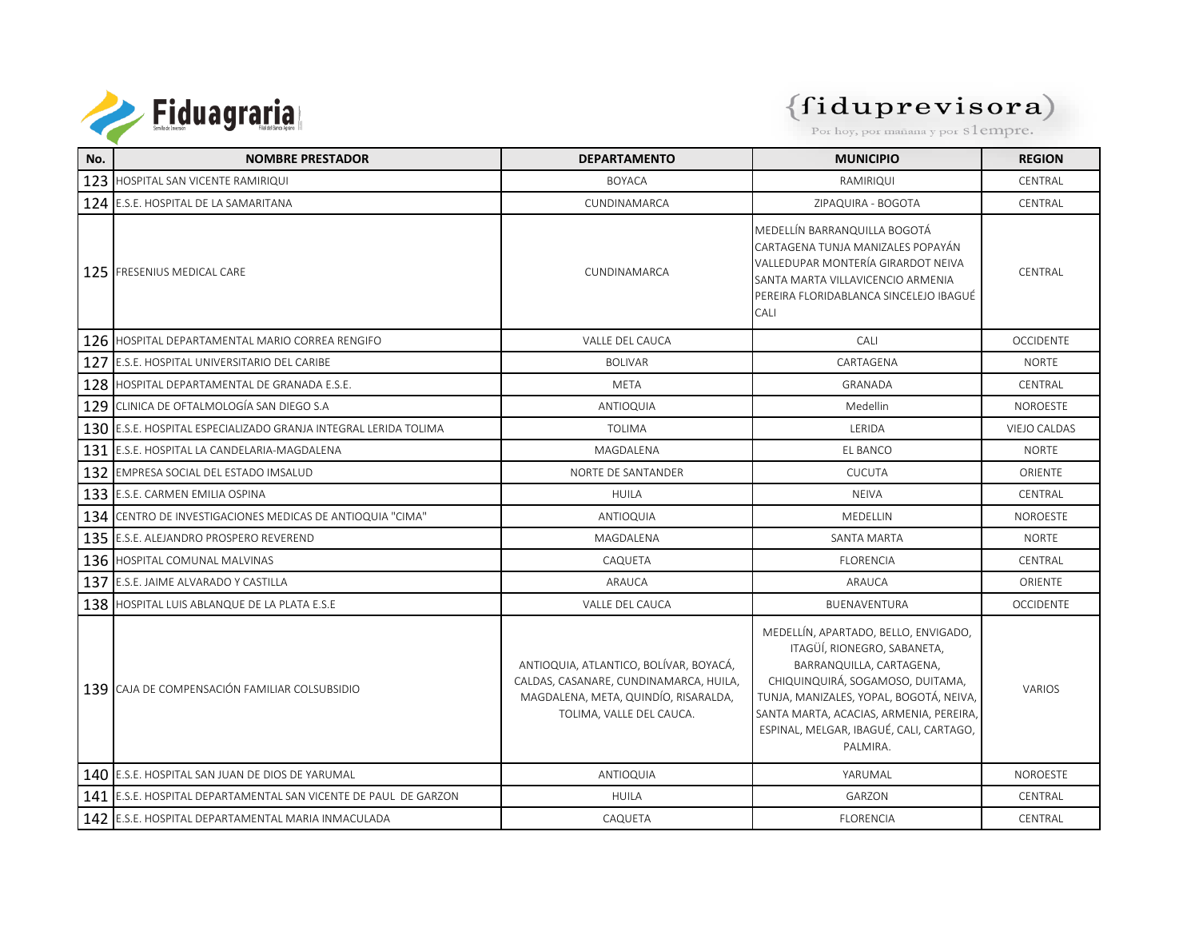| No. | NOMBRE PRESTADOR | DEPARTAMENTO | MUNICIPIO | REGION |
| --- | --- | --- | --- | --- |
| 123 | HOSPITAL SAN VICENTE RAMIRIQUI | BOYACA | RAMIRIQUI | CENTRAL |
| 124 | E.S.E. HOSPITAL DE LA SAMARITANA | CUNDINAMARCA | ZIPAQUIRA - BOGOTA | CENTRAL |
| 125 | FRESENIUS MEDICAL CARE | CUNDINAMARCA | MEDELLÍN BARRANQUILLA BOGOTÁ CARTAGENA TUNJA MANIZALES POPAYÁN VALLEDUPAR MONTERÍA GIRARDOT NEIVA SANTA MARTA VILLAVICENCIO ARMENIA PEREIRA FLORIDABLANCA SINCELEJO IBAGUÉ CALI | CENTRAL |
| 126 | HOSPITAL DEPARTAMENTAL MARIO CORREA RENGIFO | VALLE DEL CAUCA | CALI | OCCIDENTE |
| 127 | E.S.E. HOSPITAL UNIVERSITARIO DEL CARIBE | BOLIVAR | CARTAGENA | NORTE |
| 128 | HOSPITAL DEPARTAMENTAL DE GRANADA E.S.E. | META | GRANADA | CENTRAL |
| 129 | CLINICA DE OFTALMOLOGÍA SAN DIEGO S.A | ANTIOQUIA | Medellin | NOROESTE |
| 130 | E.S.E. HOSPITAL ESPECIALIZADO GRANJA INTEGRAL LERIDA TOLIMA | TOLIMA | LERIDA | VIEJO CALDAS |
| 131 | E.S.E. HOSPITAL LA CANDELARIA-MAGDALENA | MAGDALENA | EL BANCO | NORTE |
| 132 | EMPRESA SOCIAL DEL ESTADO IMSALUD | NORTE DE SANTANDER | CUCUTA | ORIENTE |
| 133 | E.S.E. CARMEN EMILIA OSPINA | HUILA | NEIVA | CENTRAL |
| 134 | CENTRO DE INVESTIGACIONES MEDICAS DE ANTIOQUIA "CIMA" | ANTIOQUIA | MEDELLIN | NOROESTE |
| 135 | E.S.E. ALEJANDRO PROSPERO REVEREND | MAGDALENA | SANTA MARTA | NORTE |
| 136 | HOSPITAL COMUNAL MALVINAS | CAQUETA | FLORENCIA | CENTRAL |
| 137 | E.S.E. JAIME ALVARADO Y CASTILLA | ARAUCA | ARAUCA | ORIENTE |
| 138 | HOSPITAL LUIS ABLANQUE DE LA PLATA E.S.E | VALLE DEL CAUCA | BUENAVENTURA | OCCIDENTE |
| 139 | CAJA DE COMPENSACIÓN FAMILIAR COLSUBSIDIO | ANTIOQUIA, ATLANTICO, BOLÍVAR, BOYACÁ, CALDAS, CASANARE, CUNDINAMARCA, HUILA, MAGDALENA, META, QUINDÍO, RISARALDA, TOLIMA, VALLE DEL CAUCA. | MEDELLÍN, APARTADO, BELLO, ENVIGADO, ITAGÜÍ, RIONEGRO, SABANETA, BARRANQUILLA, CARTAGENA, CHIQUINQUIRÁ, SOGAMOSO, DUITAMA, TUNJA, MANIZALES, YOPAL, BOGOTÁ, NEIVA, SANTA MARTA, ACACIAS, ARMENIA, PEREIRA, ESPINAL, MELGAR, IBAGUÉ, CALI, CARTAGO, PALMIRA. | VARIOS |
| 140 | E.S.E. HOSPITAL SAN JUAN DE DIOS DE YARUMAL | ANTIOQUIA | YARUMAL | NOROESTE |
| 141 | E.S.E. HOSPITAL DEPARTAMENTAL SAN VICENTE DE PAUL DE GARZON | HUILA | GARZON | CENTRAL |
| 142 | E.S.E. HOSPITAL DEPARTAMENTAL MARIA INMACULADA | CAQUETA | FLORENCIA | CENTRAL |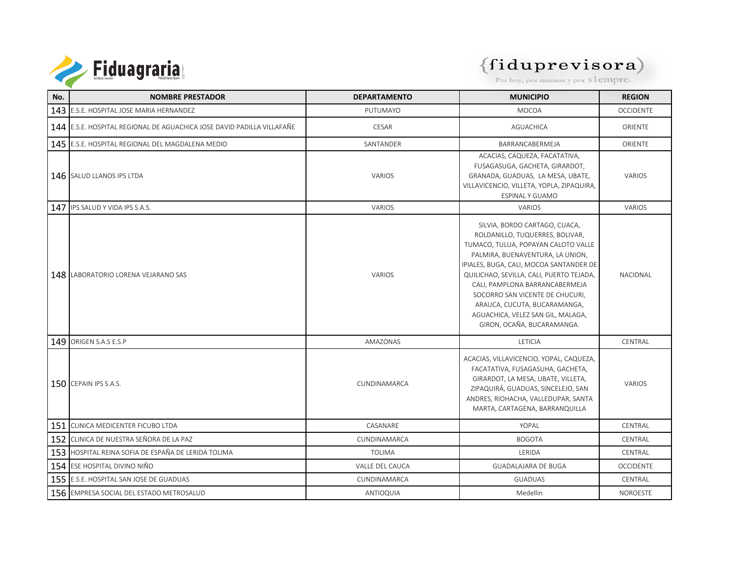| No. | NOMBRE PRESTADOR | DEPARTAMENTO | MUNICIPIO | REGION |
|---|---|---|---|---|
| 143 | E.S.E. HOSPITAL JOSE MARIA HERNANDEZ | PUTUMAYO | MOCOA | OCCIDENTE |
| 144 | E.S.E. HOSPITAL REGIONAL DE AGUACHICA JOSE DAVID PADILLA VILLAFAÑE | CESAR | AGUACHICA | ORIENTE |
| 145 | E.S.E. HOSPITAL REGIONAL DEL MAGDALENA MEDIO | SANTANDER | BARRANCABERMEJA | ORIENTE |
| 146 | SALUD LLANOS IPS LTDA | VARIOS | ACACIAS, CAQUEZA, FACATATIVA, FUSAGASUGA, GACHETA, GIRARDOT, GRANADA, GUADUAS, LA MESA, UBATE, VILLAVICENCIO, VILLETA, YOPLA, ZIPAQUIRA, ESPINAL Y GUAMO | VARIOS |
| 147 | IPS SALUD Y VIDA IPS S.A.S. | VARIOS | VARIOS | VARIOS |
| 148 | LABORATORIO LORENA VEJARANO SAS | VARIOS | SILVIA, BORDO CARTAGO, CUACA, ROLDANILLO, TUQUERRES, BOLIVAR, TUMACO, TULUA, POPAYAN CALOTO VALLE PALMIRA, BUENAVENTURA, LA UNION, IPIALES, BUGA, CALI, MOCOA SANTANDER DE QUILICHAO, SEVILLA, CALI, PUERTO TEJADA, CALI, PAMPLONA BARRANCABERMEJA SOCORRO SAN VICENTE DE CHUCURI, ARAUCA, CUCUTA, BUCARAMANGA, AGUACHICA, VELEZ SAN GIL, MALAGA, GIRON, OCAÑA, BUCARAMANGA. | NACIONAL |
| 149 | ORIGEN S.A.S E.S.P | AMAZONAS | LETICIA | CENTRAL |
| 150 | CEPAIN IPS S.A.S. | CUNDINAMARCA | ACACIAS, VILLAVICENCIO, YOPAL, CAQUEZA, FACATATIVA, FUSAGASUHA, GACHETA, GIRARDOT, LA MESA, UBATE, VILLETA, ZIPAQUIRÁ, GUADUAS, SINCELEJO, SAN ANDRES, RIOHACHA, VALLEDUPAR, SANTA MARTA, CARTAGENA, BARRANQUILLA | VARIOS |
| 151 | CLINICA MEDICENTER FICUBO LTDA | CASANARE | YOPAL | CENTRAL |
| 152 | CLINICA DE NUESTRA SEÑORA DE LA PAZ | CUNDINAMARCA | BOGOTA | CENTRAL |
| 153 | HOSPITAL REINA SOFIA DE ESPAÑA DE LERIDA TOLIMA | TOLIMA | LERIDA | CENTRAL |
| 154 | ESE HOSPITAL DIVINO NIÑO | VALLE DEL CAUCA | GUADALAJARA DE BUGA | OCCIDENTE |
| 155 | E.S.E. HOSPITAL SAN JOSE DE GUADUAS | CUNDINAMARCA | GUADUAS | CENTRAL |
| 156 | EMPRESA SOCIAL DEL ESTADO METROSALUD | ANTIOQUIA | Medellin | NOROESTE |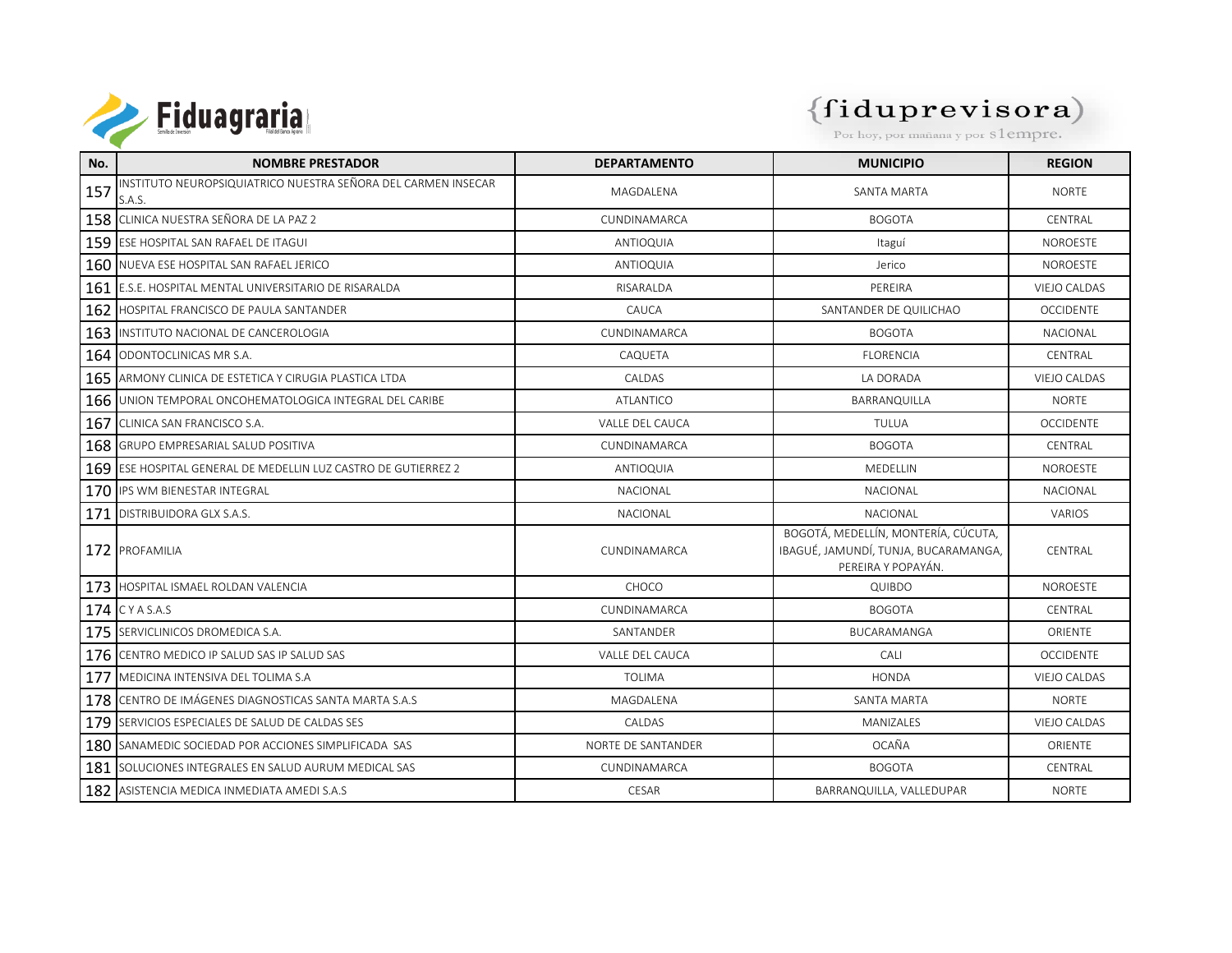| No. | NOMBRE PRESTADOR | DEPARTAMENTO | MUNICIPIO | REGION |
|---|---|---|---|---|
| 157 | INSTITUTO NEUROPSIQUIATRICO NUESTRA SEÑORA DEL CARMEN INSECAR S.A.S. | MAGDALENA | SANTA MARTA | NORTE |
| 158 | CLINICA NUESTRA SEÑORA DE LA PAZ 2 | CUNDINAMARCA | BOGOTA | CENTRAL |
| 159 | ESE HOSPITAL SAN RAFAEL DE ITAGUI | ANTIOQUIA | Itaguí | NOROESTE |
| 160 | NUEVA ESE HOSPITAL SAN RAFAEL JERICO | ANTIOQUIA | Jerico | NOROESTE |
| 161 | E.S.E. HOSPITAL MENTAL UNIVERSITARIO DE RISARALDA | RISARALDA | PEREIRA | VIEJO CALDAS |
| 162 | HOSPITAL FRANCISCO DE PAULA SANTANDER | CAUCA | SANTANDER DE QUILICHAO | OCCIDENTE |
| 163 | INSTITUTO NACIONAL DE CANCEROLOGIA | CUNDINAMARCA | BOGOTA | NACIONAL |
| 164 | ODONTOCLINICAS MR S.A. | CAQUETA | FLORENCIA | CENTRAL |
| 165 | ARMONY CLINICA DE ESTETICA Y CIRUGIA PLASTICA LTDA | CALDAS | LA DORADA | VIEJO CALDAS |
| 166 | UNION TEMPORAL ONCOHEMATOLOGICA INTEGRAL DEL CARIBE | ATLANTICO | BARRANQUILLA | NORTE |
| 167 | CLINICA SAN FRANCISCO S.A. | VALLE DEL CAUCA | TULUA | OCCIDENTE |
| 168 | GRUPO EMPRESARIAL SALUD POSITIVA | CUNDINAMARCA | BOGOTA | CENTRAL |
| 169 | ESE HOSPITAL GENERAL DE MEDELLIN LUZ CASTRO DE GUTIERREZ 2 | ANTIOQUIA | MEDELLIN | NOROESTE |
| 170 | IPS WM BIENESTAR INTEGRAL | NACIONAL | NACIONAL | NACIONAL |
| 171 | DISTRIBUIDORA GLX S.A.S. | NACIONAL | NACIONAL | VARIOS |
| 172 | PROFAMILIA | CUNDINAMARCA | BOGOTÁ, MEDELLÍN, MONTERÍA, CÚCUTA, IBAGUÉ, JAMUNDÍ, TUNJA, BUCARAMANGA, PEREIRA Y POPAYÁN. | CENTRAL |
| 173 | HOSPITAL ISMAEL ROLDAN VALENCIA | CHOCO | QUIBDO | NOROESTE |
| 174 | C Y A S.A.S | CUNDINAMARCA | BOGOTA | CENTRAL |
| 175 | SERVICLINICOS DROMEDICA S.A. | SANTANDER | BUCARAMANGA | ORIENTE |
| 176 | CENTRO MEDICO IP SALUD SAS IP SALUD SAS | VALLE DEL CAUCA | CALI | OCCIDENTE |
| 177 | MEDICINA INTENSIVA DEL TOLIMA S.A | TOLIMA | HONDA | VIEJO CALDAS |
| 178 | CENTRO DE IMÁGENES DIAGNOSTICAS SANTA MARTA S.A.S | MAGDALENA | SANTA MARTA | NORTE |
| 179 | SERVICIOS ESPECIALES DE SALUD DE CALDAS SES | CALDAS | MANIZALES | VIEJO CALDAS |
| 180 | SANAMEDIC SOCIEDAD POR ACCIONES SIMPLIFICADA SAS | NORTE DE SANTANDER | OCAÑA | ORIENTE |
| 181 | SOLUCIONES INTEGRALES EN SALUD AURUM MEDICAL SAS | CUNDINAMARCA | BOGOTA | CENTRAL |
| 182 | ASISTENCIA MEDICA INMEDIATA AMEDI S.A.S | CESAR | BARRANQUILLA, VALLEDUPAR | NORTE |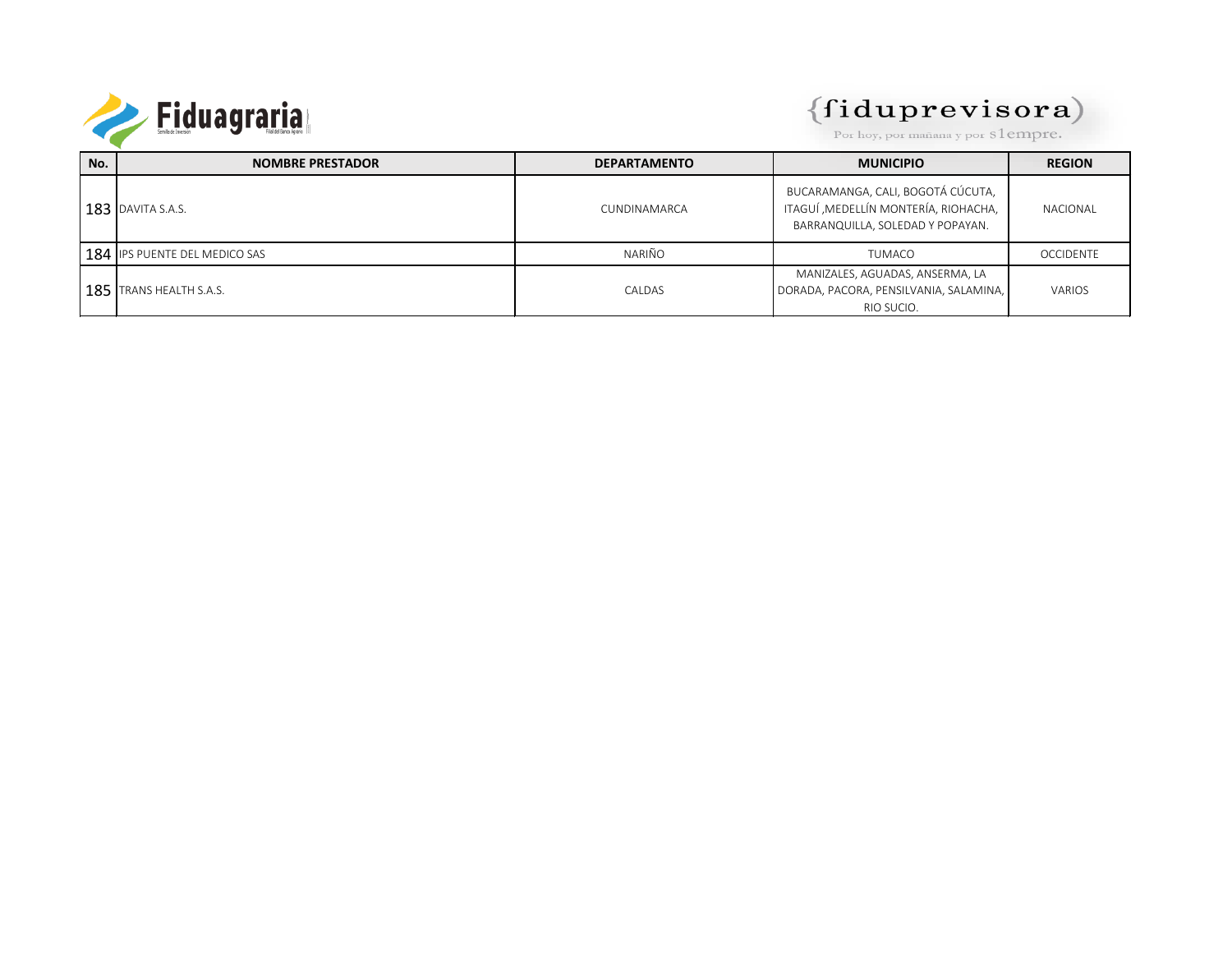| No. | NOMBRE PRESTADOR | DEPARTAMENTO | MUNICIPIO | REGION |
|---|---|---|---|---|
| 183 | DAVITA S.A.S. | CUNDINAMARCA | BUCARAMANGA, CALI, BOGOTÁ CÚCUTA, ITAGUÍ ,MEDELLÍN MONTERÍA, RIOHACHA, BARRANQUILLA, SOLEDAD Y POPAYAN. | NACIONAL |
| 184 | IPS PUENTE DEL MEDICO SAS | NARIÑO | TUMACO | OCCIDENTE |
| 185 | TRANS HEALTH S.A.S. | CALDAS | MANIZALES, AGUADAS, ANSERMA, LA DORADA, PACORA, PENSILVANIA, SALAMINA, RIO SUCIO. | VARIOS |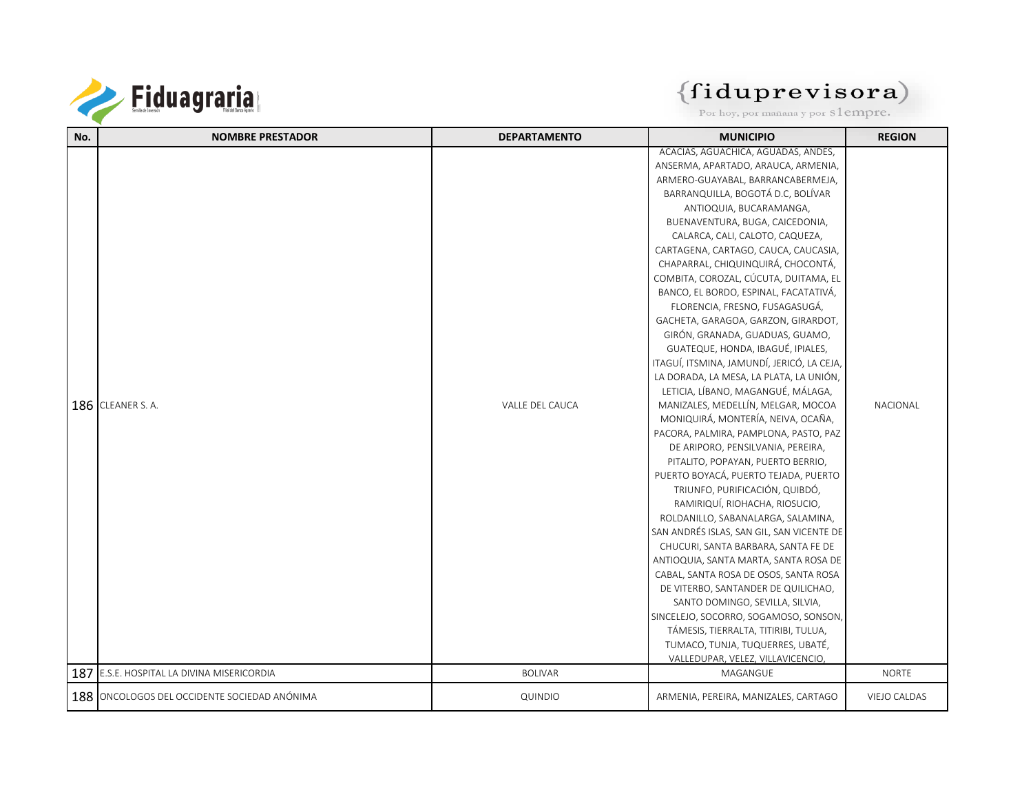| No. | NOMBRE PRESTADOR | DEPARTAMENTO | MUNICIPIO | REGION |
|---|---|---|---|---|
| 186 | CLEANER S. A. | VALLE DEL CAUCA | ACACIAS, AGUACHICA, AGUADAS, ANDES, ANSERMA, APARTADO, ARAUCA, ARMENIA, ARMERO-GUAYABAL, BARRANCABERMEJA, BARRANQUILLA, BOGOTÁ D.C, BOLÍVAR ANTIOQUIA, BUCARAMANGA, BUENAVENTURA, BUGA, CAICEDONIA, CALARCA, CALI, CALOTO, CAQUEZA, CARTAGENA, CARTAGO, CAUCA, CAUCASIA, CHAPARRAL, CHIQUINQUIRÁ, CHOCONTÁ, COMBITA, COROZAL, CÚCUTA, DUITAMA, EL BANCO, EL BORDO, ESPINAL, FACATATIVÁ, FLORENCIA, FRESNO, FUSAGASUGÁ, GACHETA, GARAGOA, GARZON, GIRARDOT, GIRÓN, GRANADA, GUADUAS, GUAMO, GUATEQUE, HONDA, IBAGUÉ, IPIALES, ITAGUÍ, ITSMINA, JAMUNDÍ, JERICÓ, LA CEJA, LA DORADA, LA MESA, LA PLATA, LA UNIÓN, LETICIA, LÍBANO, MAGANGUÉ, MÁLAGA, MANIZALES, MEDELLÍN, MELGAR, MOCOA MONIQUIRÁ, MONTERÍA, NEIVA, OCAÑA, PACORA, PALMIRA, PAMPLONA, PASTO, PAZ DE ARIPORO, PENSILVANIA, PEREIRA, PITALITO, POPAYAN, PUERTO BERRIO, PUERTO BOYACÁ, PUERTO TEJADA, PUERTO TRIUNFO, PURIFICACIÓN, QUIBDÓ, RAMIRIQUÍ, RIOHACHA, RIOSUCIO, ROLDANILLO, SABANALARGA, SALAMINA, SAN ANDRÉS ISLAS, SAN GIL, SAN VICENTE DE CHUCURI, SANTA BARBARA, SANTA FE DE ANTIOQUIA, SANTA MARTA, SANTA ROSA DE CABAL, SANTA ROSA DE OSOS, SANTA ROSA DE VITERBO, SANTANDER DE QUILICHAO, SANTO DOMINGO, SEVILLA, SILVIA, SINCELEJO, SOCORRO, SOGAMOSO, SONSON, TÁMESIS, TIERRALTA, TITIRIBI, TULUA, TUMACO, TUNJA, TUQUERRES, UBATÉ, VALLEDUPAR, VELEZ, VILLAVICENCIO, | NACIONAL |
| 187 | E.S.E. HOSPITAL LA DIVINA MISERICORDIA | BOLIVAR | MAGANGUE | NORTE |
| 188 | ONCOLOGOS DEL OCCIDENTE SOCIEDAD ANÓNIMA | QUINDIO | ARMENIA, PEREIRA, MANIZALES, CARTAGO | VIEJO CALDAS |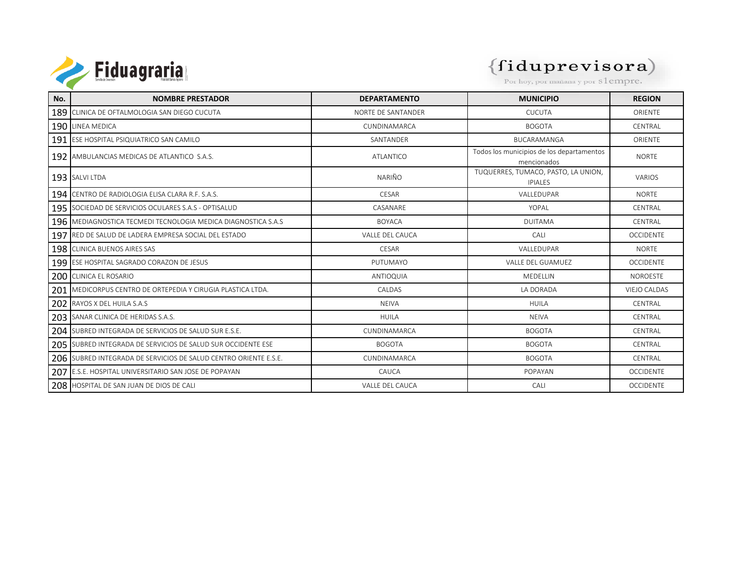| No. | NOMBRE PRESTADOR | DEPARTAMENTO | MUNICIPIO | REGION |
|---|---|---|---|---|
| 189 | CLINICA DE OFTALMOLOGIA SAN DIEGO CUCUTA | NORTE DE SANTANDER | CUCUTA | ORIENTE |
| 190 | LINEA MEDICA | CUNDINAMARCA | BOGOTA | CENTRAL |
| 191 | ESE HOSPITAL PSIQUIATRICO SAN CAMILO | SANTANDER | BUCARAMANGA | ORIENTE |
| 192 | AMBULANCIAS MEDICAS DE ATLANTICO S.A.S. | ATLANTICO | Todos los municipios de los departamentos mencionados | NORTE |
| 193 | SALVI LTDA | NARIÑO | TUQUERRES, TUMACO, PASTO, LA UNION, IPIALES | VARIOS |
| 194 | CENTRO DE RADIOLOGIA ELISA CLARA R.F. S.A.S. | CESAR | VALLEDUPAR | NORTE |
| 195 | SOCIEDAD DE SERVICIOS OCULARES S.A.S - OPTISALUD | CASANARE | YOPAL | CENTRAL |
| 196 | MEDIAGNOSTICA TECMEDI TECNOLOGIA MEDICA DIAGNOSTICA S.A.S | BOYACA | DUITAMA | CENTRAL |
| 197 | RED DE SALUD DE LADERA EMPRESA SOCIAL DEL ESTADO | VALLE DEL CAUCA | CALI | OCCIDENTE |
| 198 | CLINICA BUENOS AIRES SAS | CESAR | VALLEDUPAR | NORTE |
| 199 | ESE HOSPITAL SAGRADO CORAZON DE JESUS | PUTUMAYO | VALLE DEL GUAMUEZ | OCCIDENTE |
| 200 | CLINICA EL ROSARIO | ANTIOQUIA | MEDELLIN | NOROESTE |
| 201 | MEDICORPUS CENTRO DE ORTEPEDIA Y CIRUGIA PLASTICA LTDA. | CALDAS | LA DORADA | VIEJO CALDAS |
| 202 | RAYOS X DEL HUILA S.A.S | NEIVA | HUILA | CENTRAL |
| 203 | SANAR CLINICA DE HERIDAS S.A.S. | HUILA | NEIVA | CENTRAL |
| 204 | SUBRED INTEGRADA DE SERVICIOS DE SALUD SUR E.S.E. | CUNDINAMARCA | BOGOTA | CENTRAL |
| 205 | SUBRED INTEGRADA DE SERVICIOS DE SALUD SUR OCCIDENTE ESE | BOGOTA | BOGOTA | CENTRAL |
| 206 | SUBRED INTEGRADA DE SERVICIOS DE SALUD CENTRO ORIENTE E.S.E. | CUNDINAMARCA | BOGOTA | CENTRAL |
| 207 | E.S.E. HOSPITAL UNIVERSITARIO SAN JOSE DE POPAYAN | CAUCA | POPAYAN | OCCIDENTE |
| 208 | HOSPITAL DE SAN JUAN DE DIOS DE CALI | VALLE DEL CAUCA | CALI | OCCIDENTE |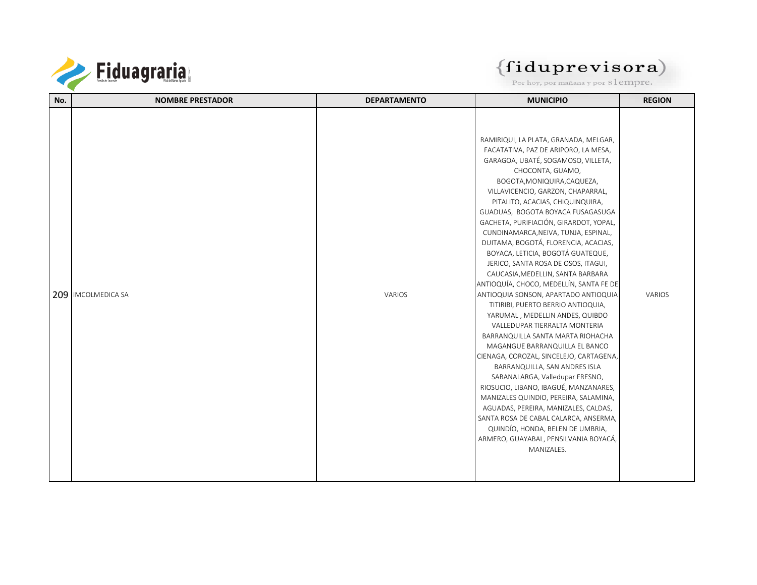| No. | NOMBRE PRESTADOR | DEPARTAMENTO | MUNICIPIO | REGION |
|---|---|---|---|---|
| 209 | IMCOLMEDICA SA | VARIOS | RAMIRIQUI, LA PLATA, GRANADA, MELGAR, FACATATIVA, PAZ DE ARIPORO, LA MESA, GARAGOA, UBATÉ, SOGAMOSO, VILLETA, CHOCONTA, GUAMO, BOGOTA,MONIQUIRA,CAQUEZA, VILLAVICENCIO, GARZON, CHAPARRAL, PITALITO, ACACIAS, CHIQUINQUIRA, GUADUAS, BOGOTA BOYACA FUSAGASUGA GACHETA, PURIFIACIÓN, GIRARDOT, YOPAL, CUNDINAMARCA,NEIVA, TUNJA, ESPINAL, DUITAMA, BOGOTÁ, FLORENCIA, ACACIAS, BOYACA, LETICIA, BOGOTÁ GUATEQUE, JERICO, SANTA ROSA DE OSOS, ITAGUI, CAUCASIA,MEDELLIN, SANTA BARBARA ANTIOQUÍA, CHOCO, MEDELLÍN, SANTA FE DE ANTIOQUIA SONSON, APARTADO ANTIOQUIA TITIRIBI, PUERTO BERRIO ANTIOQUIA, YARUMAL , MEDELLIN ANDES, QUIBDO VALLEDUPAR TIERRALTA MONTERIA BARRANQUILLA SANTA MARTA RIOHACHA MAGANGUE BARRANQUILLA EL BANCO CIENAGA, COROZAL, SINCELEJO, CARTAGENA, BARRANQUILLA, SAN ANDRES ISLA SABANALARGA, Valledupar FRESNO, RIOSUCIO, LIBANO, IBAGUÉ, MANZANARES, MANIZALES QUINDIO, PEREIRA, SALAMINA, AGUADAS, PEREIRA, MANIZALES, CALDAS, SANTA ROSA DE CABAL CALARCA, ANSERMA, QUINDÍO, HONDA, BELEN DE UMBRIA, ARMERO, GUAYABAL, PENSILVANIA BOYACÁ, MANIZALES. | VARIOS |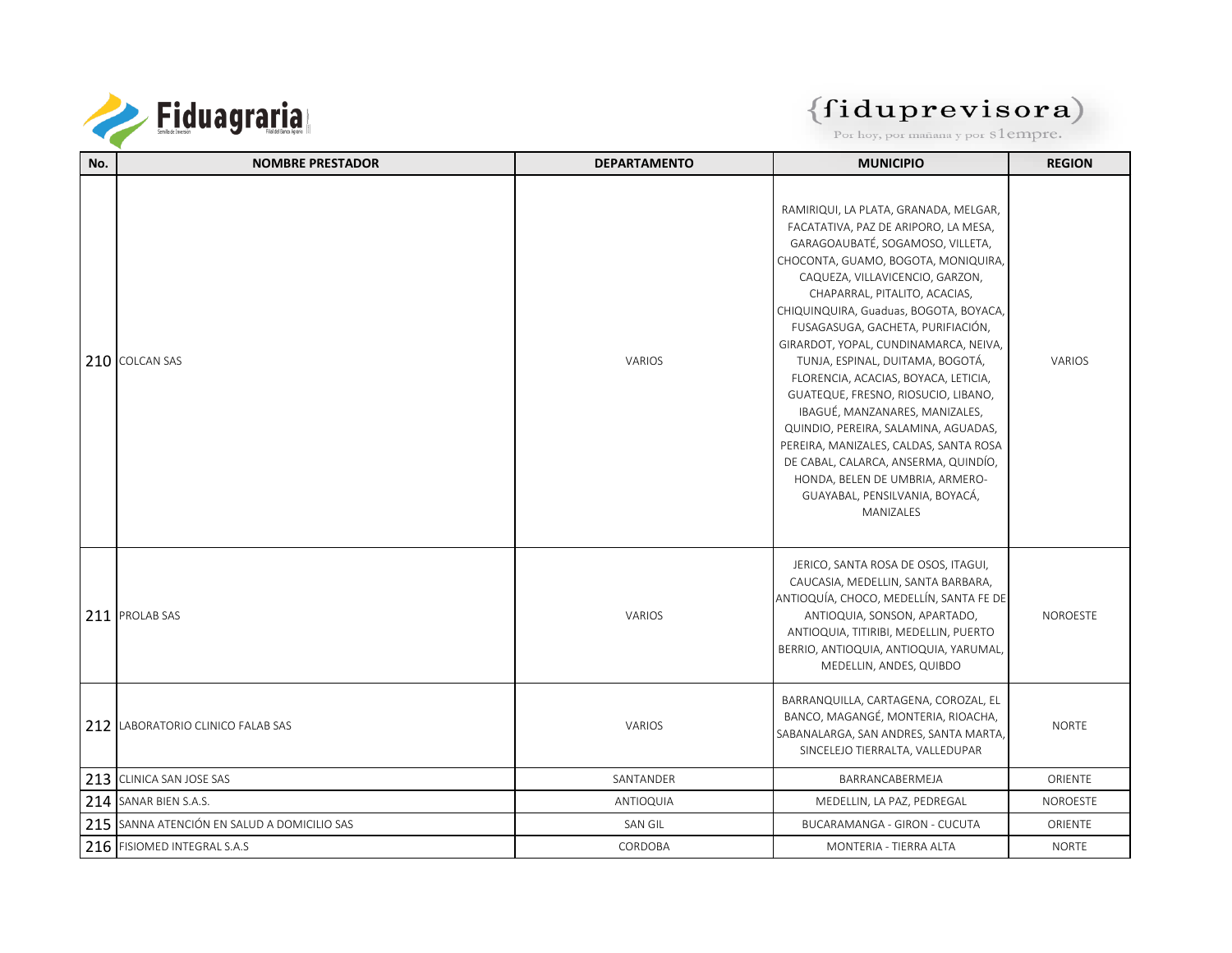| No. | NOMBRE PRESTADOR | DEPARTAMENTO | MUNICIPIO | REGION |
|---|---|---|---|---|
| 210 | COLCAN SAS | VARIOS | RAMIRIQUI, LA PLATA, GRANADA, MELGAR, FACATATIVA, PAZ DE ARIPORO, LA MESA, GARAGOAUBATÉ, SOGAMOSO, VILLETA, CHOCONTA, GUAMO, BOGOTA, MONIQUIRA, CAQUEZA, VILLAVICENCIO, GARZON, CHAPARRAL, PITALITO, ACACIAS, CHIQUINQUIRA, Guaduas, BOGOTA, BOYACA, FUSAGASUGA, GACHETA, PURIFIACIÓN, GIRARDOT, YOPAL, CUNDINAMARCA, NEIVA, TUNJA, ESPINAL, DUITAMA, BOGOTÁ, FLORENCIA, ACACIAS, BOYACA, LETICIA, GUATEQUE, FRESNO, RIOSUCIO, LIBANO, IBAGUÉ, MANZANARES, MANIZALES, QUINDIO, PEREIRA, SALAMINA, AGUADAS, PEREIRA, MANIZALES, CALDAS, SANTA ROSA DE CABAL, CALARCA, ANSERMA, QUINDÍO, HONDA, BELEN DE UMBRIA, ARMERO-GUAYABAL, PENSILVANIA, BOYACÁ, MANIZALES | VARIOS |
| 211 | PROLAB SAS | VARIOS | JERICO, SANTA ROSA DE OSOS, ITAGUI, CAUCASIA, MEDELLIN, SANTA BARBARA, ANTIOQUÍA, CHOCO, MEDELLÍN, SANTA FE DE ANTIOQUIA, SONSON, APARTADO, ANTIOQUIA, TITIRIBI, MEDELLIN, PUERTO BERRIO, ANTIOQUIA, ANTIOQUIA, YARUMAL, MEDELLIN, ANDES, QUIBDO | NOROESTE |
| 212 | LABORATORIO CLINICO FALAB SAS | VARIOS | BARRANQUILLA, CARTAGENA, COROZAL, EL BANCO, MAGANGÉ, MONTERIA, RIOACHA, SABANALARGA, SAN ANDRES, SANTA MARTA, SINCELEJO TIERRALTA, VALLEDUPAR | NORTE |
| 213 | CLINICA SAN JOSE SAS | SANTANDER | BARRANCABERMEJA | ORIENTE |
| 214 | SANAR BIEN S.A.S. | ANTIOQUIA | MEDELLIN, LA PAZ, PEDREGAL | NOROESTE |
| 215 | SANNA ATENCIÓN EN SALUD A DOMICILIO SAS | SAN GIL | BUCARAMANGA - GIRON - CUCUTA | ORIENTE |
| 216 | FISIOMED INTEGRAL S.A.S | CORDOBA | MONTERIA - TIERRA ALTA | NORTE |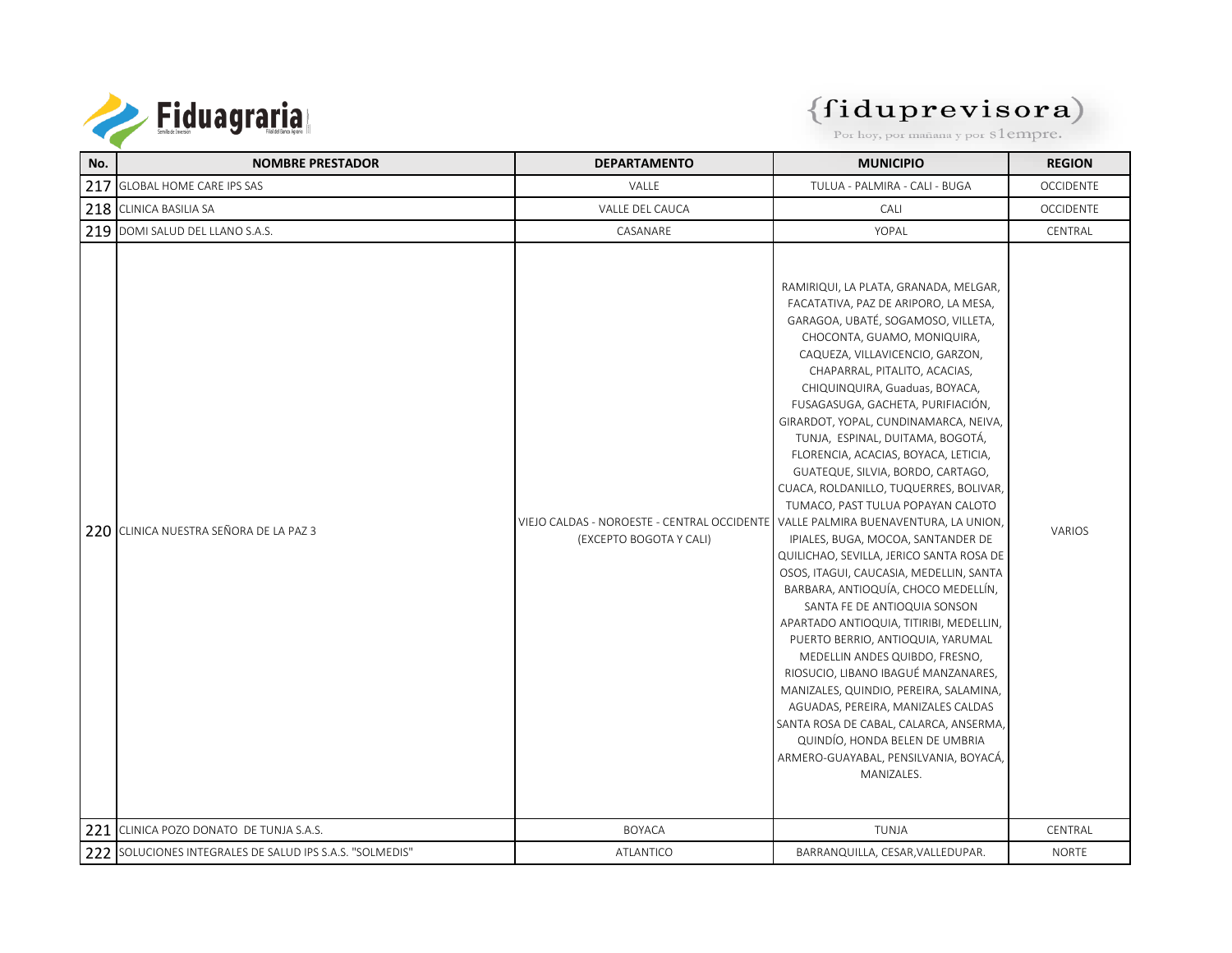| No. | NOMBRE PRESTADOR | DEPARTAMENTO | MUNICIPIO | REGION |
|---|---|---|---|---|
| 217 | GLOBAL HOME CARE IPS SAS | VALLE | TULUA - PALMIRA - CALI - BUGA | OCCIDENTE |
| 218 | CLINICA BASILIA SA | VALLE DEL CAUCA | CALI | OCCIDENTE |
| 219 | DOMI SALUD DEL LLANO S.A.S. | CASANARE | YOPAL | CENTRAL |
| 220 | CLINICA NUESTRA SEÑORA DE LA PAZ 3 | VIEJO CALDAS - NOROESTE - CENTRAL OCCIDENTE (EXCEPTO BOGOTA Y CALI) | RAMIRIQUI, LA PLATA, GRANADA, MELGAR, FACATATIVA, PAZ DE ARIPORO, LA MESA, GARAGOA, UBATÉ, SOGAMOSO, VILLETA, CHOCONTA, GUAMO, MONIQUIRA, CAQUEZA, VILLAVICENCIO, GARZON, CHAPARRAL, PITALITO, ACACIAS, CHIQUINQUIRA, Guaduas, BOYACA, FUSAGASUGA, GACHETA, PURIFIACIÓN, GIRARDOT, YOPAL, CUNDINAMARCA, NEIVA, TUNJA, ESPINAL, DUITAMA, BOGOTÁ, FLORENCIA, ACACIAS, BOYACA, LETICIA, GUATEQUE, SILVIA, BORDO, CARTAGO, CUACA, ROLDANILLO, TUQUERRES, BOLIVAR, TUMACO, PAST TULUA POPAYAN CALOTO VALLE PALMIRA BUENAVENTURA, LA UNION, IPIALES, BUGA, MOCOA, SANTANDER DE QUILICHAO, SEVILLA, JERICO SANTA ROSA DE OSOS, ITAGUI, CAUCASIA, MEDELLIN, SANTA BARBARA, ANTIOQUÍA, CHOCO MEDELLÍN, SANTA FE DE ANTIOQUIA SONSON APARTADO ANTIOQUIA, TITIRIBI, MEDELLIN, PUERTO BERRIO, ANTIOQUIA, YARUMAL MEDELLIN ANDES QUIBDO, FRESNO, RIOSUCIO, LIBANO IBAGUÉ MANZANARES, MANIZALES, QUINDIO, PEREIRA, SALAMINA, AGUADAS, PEREIRA, MANIZALES CALDAS SANTA ROSA DE CABAL, CALARCA, ANSERMA, QUINDÍO, HONDA BELEN DE UMBRIA ARMERO-GUAYABAL, PENSILVANIA, BOYACÁ, MANIZALES. | VARIOS |
| 221 | CLINICA POZO DONATO DE TUNJA S.A.S. | BOYACA | TUNJA | CENTRAL |
| 222 | SOLUCIONES INTEGRALES DE SALUD IPS S.A.S. "SOLMEDIS" | ATLANTICO | BARRANQUILLA, CESAR,VALLEDUPAR. | NORTE |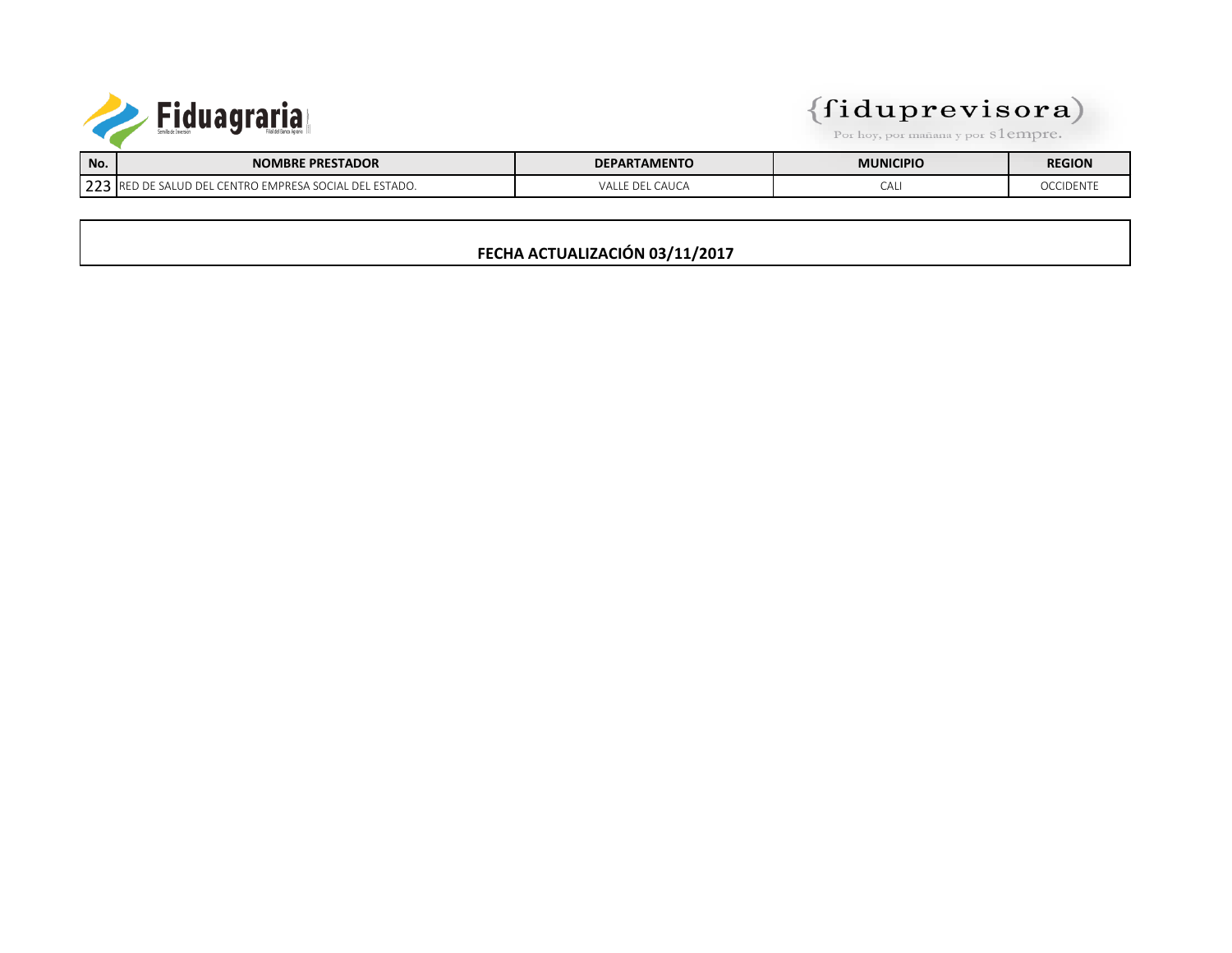| No. | NOMBRE PRESTADOR | DEPARTAMENTO | MUNICIPIO | REGION |
|---|---|---|---|---|
| 223 | RED DE SALUD DEL CENTRO EMPRESA SOCIAL DEL ESTADO. | VALLE DEL CAUCA | CALI | OCCIDENTE |

**FECHA ACTUALIZACIÓN 03/11/2017**